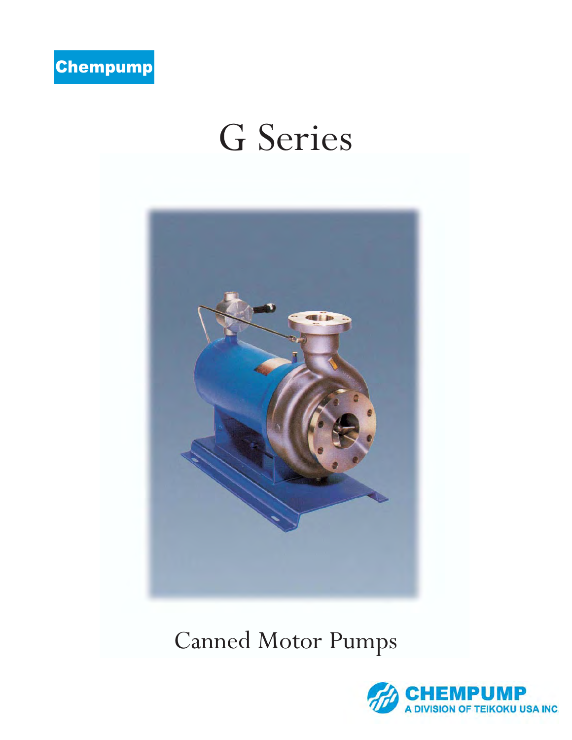Chempump

# G Series

Canned Motor Pumps

CHEMPUMP
A DIVISION OF TEIKOKU USA INC.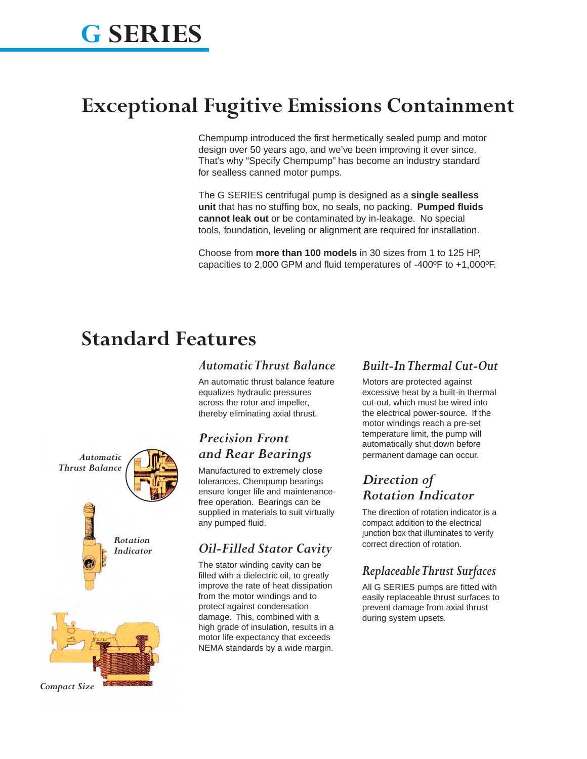# G SERIES

## Exceptional Fugitive Emissions Containment

Chempump introduced the first hermetically sealed pump and motor design over 50 years ago, and we've been improving it ever since. That's why "Specify Chempump" has become an industry standard for sealless canned motor pumps.

The G SERIES centrifugal pump is designed as a **single sealless unit** that has no stuffing box, no seals, no packing. **Pumped fluids cannot leak out** or be contaminated by in-leakage. No special tools, foundation, leveling or alignment are required for installation.

Choose from **more than 100 models** in 30 sizes from 1 to 125 HP, capacities to 2,000 GPM and fluid temperatures of -400ºF to +1,000ºF.

## Standard Features

*Automatic Thrust Balance*

*Rotation Indicator*

*Compact Size*

### *Automatic Thrust Balance*

An automatic thrust balance feature equalizes hydraulic pressures across the rotor and impeller, thereby eliminating axial thrust.

### *Precision Front and Rear Bearings*

Manufactured to extremely close tolerances, Chempump bearings ensure longer life and maintenance-free operation. Bearings can be supplied in materials to suit virtually any pumped fluid.

### *Oil-Filled Stator Cavity*

The stator winding cavity can be filled with a dielectric oil, to greatly improve the rate of heat dissipation from the motor windings and to protect against condensation damage. This, combined with a high grade of insulation, results in a motor life expectancy that exceeds NEMA standards by a wide margin.

### *Built-In Thermal Cut-Out*

Motors are protected against excessive heat by a built-in thermal cut-out, which must be wired into the electrical power-source. If the motor windings reach a pre-set temperature limit, the pump will automatically shut down before permanent damage can occur.

### *Direction of Rotation Indicator*

The direction of rotation indicator is a compact addition to the electrical junction box that illuminates to verify correct direction of rotation.

### *Replaceable Thrust Surfaces*

All G SERIES pumps are fitted with easily replaceable thrust surfaces to prevent damage from axial thrust during system upsets.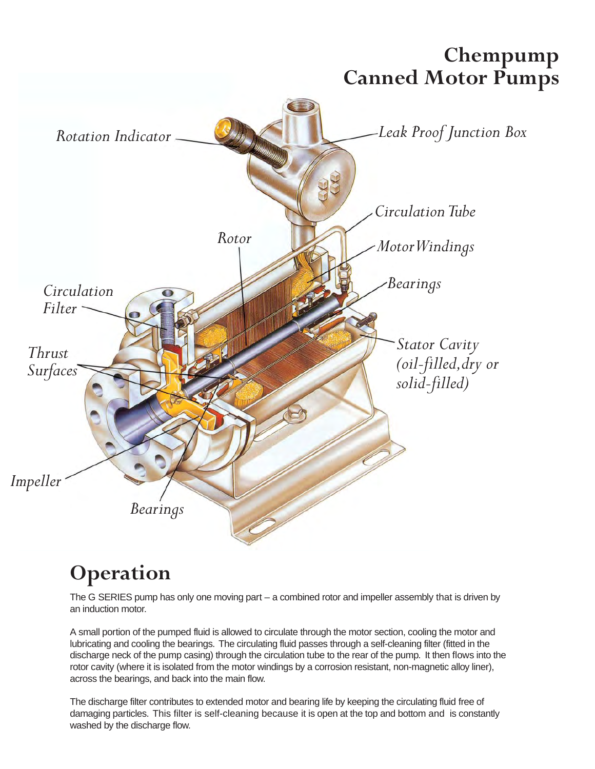# Chempump Canned Motor Pumps

## Operation

The G SERIES pump has only one moving part – a combined rotor and impeller assembly that is driven by an induction motor.

A small portion of the pumped fluid is allowed to circulate through the motor section, cooling the motor and lubricating and cooling the bearings. The circulating fluid passes through a self-cleaning filter (fitted in the discharge neck of the pump casing) through the circulation tube to the rear of the pump. It then flows into the rotor cavity (where it is isolated from the motor windings by a corrosion resistant, non-magnetic alloy liner), across the bearings, and back into the main flow.

The discharge filter contributes to extended motor and bearing life by keeping the circulating fluid free of damaging particles. This filter is self-cleaning because it is open at the top and bottom and is constantly washed by the discharge flow.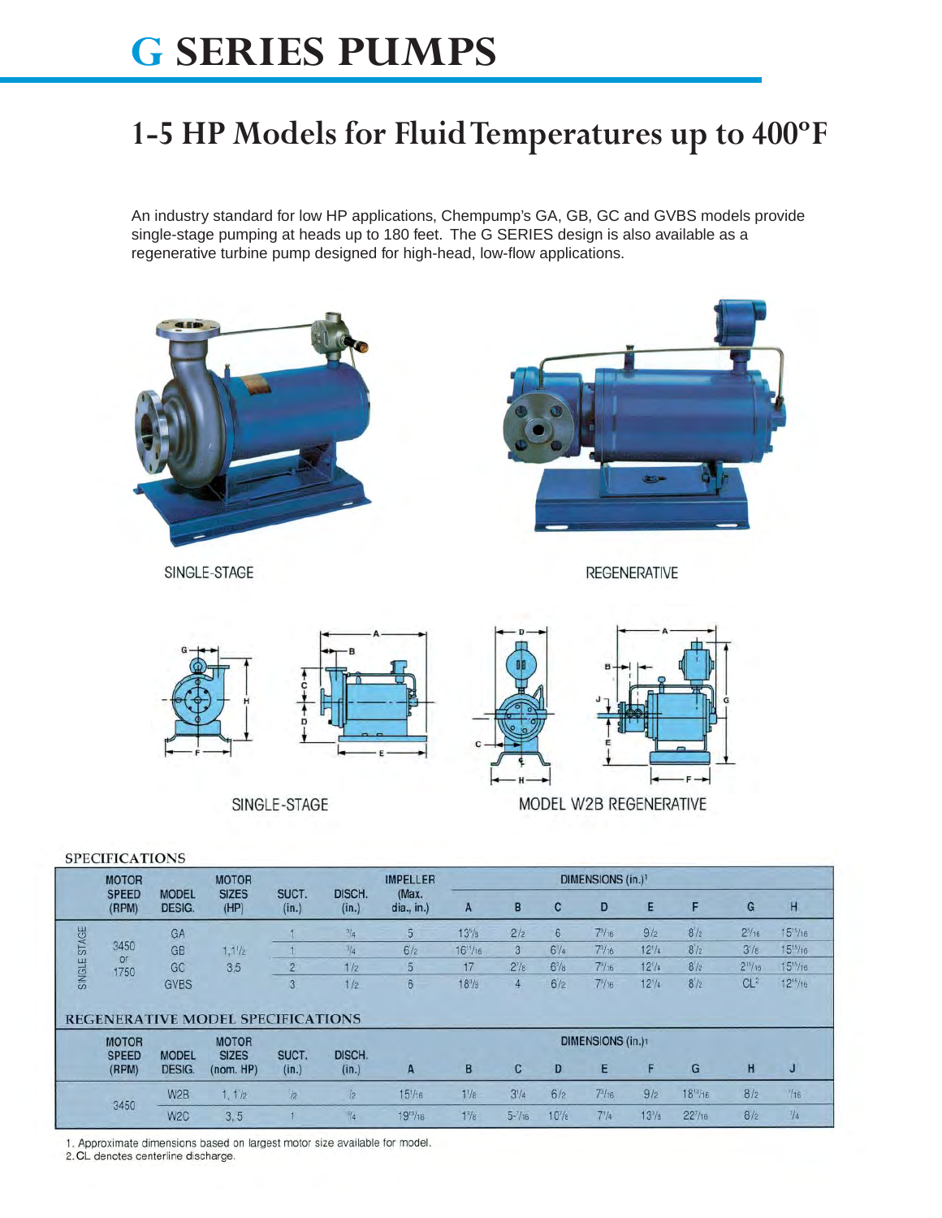# G SERIES PUMPS

## 1-5 HP Models for Fluid Temperatures up to 400°F

An industry standard for low HP applications, Chempump's GA, GB, GC and GVBS models provide single-stage pumping at heads up to 180 feet. The G SERIES design is also available as a regenerative turbine pump designed for high-head, low-flow applications.

SINGLE-STAGE

REGENERATIVE

SINGLE-STAGE

MODEL W2B REGENERATIVE

### SPECIFICATIONS

| | MOTOR SPEED (RPM) | MODEL DESIG. | MOTOR SIZES (HP) | SUCT. (in.) | DISCH. (in.) | IMPELLER (Max. dia., in.) | DIMENSIONS (in.)[1] | | | | | | | |
|---|---|---|---|---|---|---|---|---|---|---|---|---|---|---|
| | | | | | | | A | B | C | D | E | F | G | H |
| SINGLE STAGE | 3450 or 1750 | GA | 1, 1½, 3, 5 | 1 | ¾ | 5 | 13⅝ | 2½ | 6 | 7⁵⁄₁₆ | 9½ | 8½ | 2⁵⁄₁₆ | 15¹⁵⁄₁₆ |
| | | GB | | 1 | ¾ | 6½ | 16¹¹⁄₁₆ | 3 | 6¾ | 7⁵⁄₁₆ | 12¼ | 8½ | 3⅛ | 15¹⁵⁄₁₆ |
| | | GC | | 2 | 1½ | 5 | 17 | 2⅞ | 6⅝ | 7⁵⁄₁₆ | 12¼ | 8½ | 2¹³⁄₁₆ | 15¹⁵⁄₁₆ |
| | | GVBS | | 3 | 1½ | 6 | 18⅝ | 4 | 6½ | 7⁵⁄₁₆ | 12¼ | 8½ | CL[2] | 12¹⁵⁄₁₆ |

### REGENERATIVE MODEL SPECIFICATIONS

| MOTOR SPEED (RPM) | MODEL DESIG. | MOTOR SIZES (nom. HP) | SUCT. (in.) | DISCH. (in.) | DIMENSIONS (in.)[1] | | | | | | | | |
|---|---|---|---|---|---|---|---|---|---|---|---|---|---|
| | | | | | A | B | C | D | E | F | G | H | J |
| 3450 | W2B | 1, 1½ | ½ | ½ | 15⅟₁₆ | 1⅛ | 3¼ | 6½ | 7⁵⁄₁₆ | 9½ | 18¹³⁄₁₆ | 8½ | ⁷⁄₁₆ |
| | W2C | 3, 5 | 1 | ¾ | 19¹⁵⁄₁₆ | 1⅞ | 5⁷⁄₁₆ | 10⅞ | 7¼ | 13⅜ | 22⁷⁄₁₆ | 8½ | ¾ |

1. Approximate dimensions based on largest motor size available for model.
2. CL denotes centerline discharge.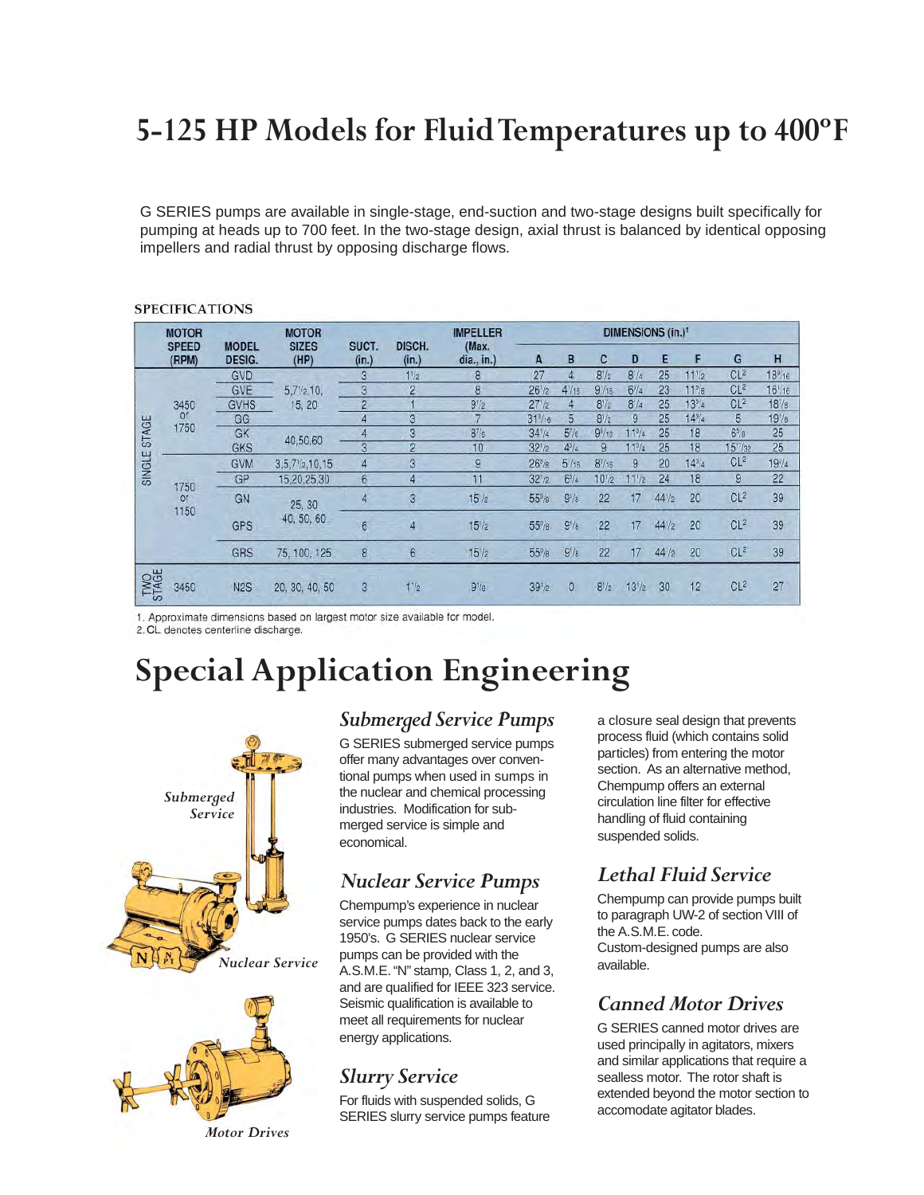# 5-125 HP Models for Fluid Temperatures up to 400°F

G SERIES pumps are available in single-stage, end-suction and two-stage designs built specifically for pumping at heads up to 700 feet. In the two-stage design, axial thrust is balanced by identical opposing impellers and radial thrust by opposing discharge flows.

**SPECIFICATIONS**

| | MOTOR SPEED (RPM) | MODEL DESIG. | MOTOR SIZES (HP) | SUCT. (in.) | DISCH. (in.) | IMPELLER (Max. dia., in.) | DIMENSIONS (in.)[1] | | | | | | | |
|---|---|---|---|---|---|---|---|---|---|---|---|---|---|---|
| | | | | | | | A | B | C | D | E | F | G | H |
| SINGLE STAGE | 3450 or 1750 | GVD | 5,7½,10, 15, 20 | 3 | 1½ | 8 | 27 | 4 | 8½ | 8¼ | 25 | 11½ | CL[2] | 18⁹⁄₁₆ |
| | | GVE | | 3 | 2 | 8 | 26½ | 4⁷⁄₁₆ | 9⁷⁄₁₆ | 6¼ | 23 | 11⁵⁄₈ | CL[2] | 16⁷⁄₁₆ |
| | | GVHS | | 2 | 1 | 9½ | 27½ | 4 | 8½ | 8¼ | 25 | 13¾ | CL[2] | 18⅛ |
| | | GG | | 4 | 3 | 7 | 31³⁄₁₆ | 5 | 8½ | 9 | 25 | 14¾ | 5 | 19⅛ |
| | | GK | 40,50,60 | 4 | 3 | 8⅞ | 34¼ | 5⅞ | 9⁵⁄₁₆ | 11¾ | 25 | 18 | 6⅝ | 25 |
| | | GKS | | 3 | 2 | 10 | 32½ | 4¾ | 9 | 11¾ | 25 | 18 | 15¹⁷⁄₃₂ | 25 |
| | 1750 or 1150 | GVM | 3,5,7½,10,15 | 4 | 3 | 9 | 26⅝ | 5⁷⁄₁₆ | 8⁷⁄₁₆ | 9 | 20 | 14¾ | CL[2] | 19¼ |
| | | GP | 15,20,25,30 | 6 | 4 | 11 | 32½ | 6¾ | 10½ | 11½ | 24 | 18 | 9 | 22 |
| | | GN | 25, 30 40, 50, 60 | 4 | 3 | 15½ | 55⅝ | 9⅛ | 22 | 17 | 44½ | 20 | CL[2] | 39 |
| | | GPS | | 6 | 4 | 15½ | 55⅝ | 9⅛ | 22 | 17 | 44½ | 20 | CL[2] | 39 |
| | | GRS | 75, 100, 125 | 8 | 6 | 15½ | 55⅝ | 9⅛ | 22 | 17 | 44½ | 20 | CL[2] | 39 |
| TWO STAGE | 3450 | N2S | 20, 30, 40, 50 | 3 | 1½ | 9⅛ | 39½ | 0 | 8½ | 13½ | 30 | 12 | CL[2] | 27 |

1. Approximate dimensions based on largest motor size available for model.
2. CL denotes centerline discharge.

# Special Application Engineering

*Submerged Service*

*Nuclear Service*

*Motor Drives*

### *Submerged Service Pumps*

G SERIES submerged service pumps offer many advantages over conventional pumps when used in sumps in the nuclear and chemical processing industries. Modification for submerged service is simple and economical.

### *Nuclear Service Pumps*

Chempump's experience in nuclear service pumps dates back to the early 1950's. G SERIES nuclear service pumps can be provided with the A.S.M.E. "N" stamp, Class 1, 2, and 3, and are qualified for IEEE 323 service. Seismic qualification is available to meet all requirements for nuclear energy applications.

### *Slurry Service*

For fluids with suspended solids, G SERIES slurry service pumps feature a closure seal design that prevents process fluid (which contains solid particles) from entering the motor section. As an alternative method, Chempump offers an external circulation line filter for effective handling of fluid containing suspended solids.

### *Lethal Fluid Service*

Chempump can provide pumps built to paragraph UW-2 of section VIII of the A.S.M.E. code. Custom-designed pumps are also available.

### *Canned Motor Drives*

G SERIES canned motor drives are used principally in agitators, mixers and similar applications that require a sealless motor. The rotor shaft is extended beyond the motor section to accomodate agitator blades.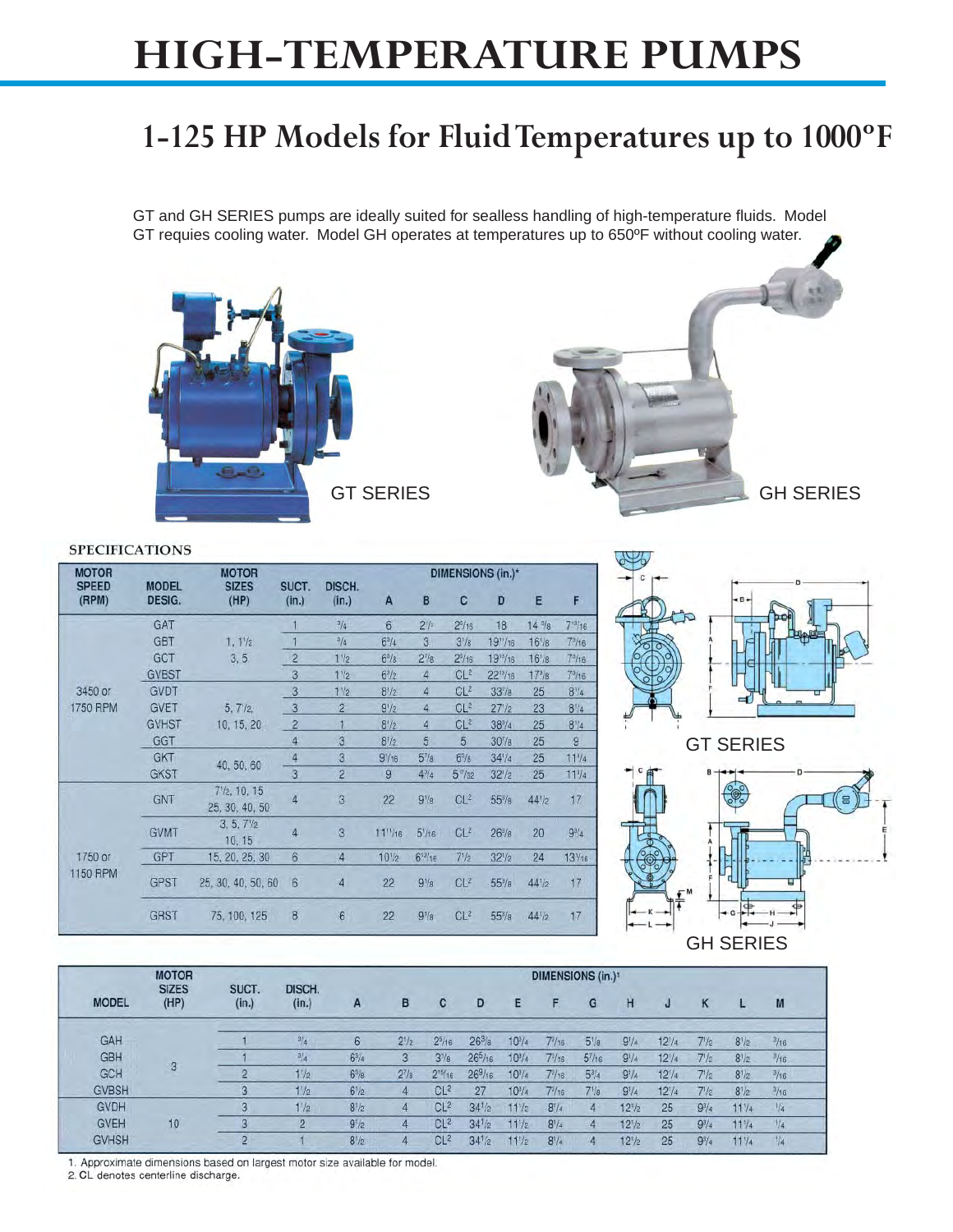# HIGH-TEMPERATURE PUMPS

## 1-125 HP Models for Fluid Temperatures up to 1000ºF

GT and GH SERIES pumps are ideally suited for sealless handling of high-temperature fluids. Model GT requies cooling water. Model GH operates at temperatures up to 650ºF without cooling water.

GT SERIES

GH SERIES

### SPECIFICATIONS

| MOTOR SPEED (RPM) | MODEL DESIG. | MOTOR SIZES (HP) | SUCT. (in.) | DISCH. (in.) | DIMENSIONS (in.)* | | | | | |
|---|---|---|---|---|---|---|---|---|---|---|
| | | | | | A | B | C | D | E | F |
| 3450 or 1750 RPM | GAT | 1, 1½ 3, 5 | 1 | ¾ | 6 | 2½ | 2⁵⁄₁₆ | 18 | 14 ⅝ | 7¹³⁄₁₆ |
| | GBT | | 1 | ¾ | 6¾ | 3 | 3⅛ | 19¹¹⁄₁₆ | 16⅛ | 7³⁄₁₆ |
| | GCT | | 2 | 1½ | 6⅜ | 2⅞ | 2³⁄₁₆ | 19¹³⁄₁₆ | 16⅛ | 7³⁄₁₆ |
| | GVBST | | 3 | 1½ | 6½ | 4 | CL² | 22¹³⁄₁₆ | 17⅜ | 7³⁄₁₆ |
| | GVDT | 5, 7½, 10, 15, 20 | 3 | 1½ | 8½ | 4 | CL² | 33⅞ | 25 | 8¼ |
| | GVET | | 3 | 2 | 9½ | 4 | CL² | 27½ | 23 | 8¼ |
| | GVHST | | 2 | 1 | 8½ | 4 | CL² | 38¾ | 25 | 8¼ |
| | GGT | | 4 | 3 | 8½ | 5 | 5 | 30⅞ | 25 | 9 |
| | GKT | 40, 50, 60 | 4 | 3 | 9⁷⁄₁₆ | 5⅞ | 6⅝ | 34¼ | 25 | 11¼ |
| | GKST | | 3 | 2 | 9 | 4¾ | 5⁷⁄₃₂ | 32½ | 25 | 11¼ |
| 1750 or 1150 RPM | GNT | 7½, 10, 15 25, 30, 40, 50 | 4 | 3 | 22 | 9⅛ | CL² | 55⅝ | 44½ | 17 |
| | GVMT | 3, 5, 7½ 10, 15 | 4 | 3 | 11¹¹⁄₁₆ | 5⅟₁₆ | CL² | 26⅞ | 20 | 9¾ |
| | GPT | 15, 20, 25, 30 | 6 | 4 | 10½ | 6¹³⁄₁₆ | 7½ | 32½ | 24 | 13⅟₁₆ |
| | GPST | 25, 30, 40, 50, 60 | 6 | 4 | 22 | 9⅛ | CL² | 55⅝ | 44½ | 17 |
| | GRST | 75, 100, 125 | 8 | 6 | 22 | 9⅛ | CL² | 55⅝ | 44½ | 17 |

GT SERIES

GH SERIES

| MODEL | MOTOR SIZES (HP) | SUCT. (in.) | DISCH. (in.) | DIMENSIONS (in.)¹ | | | | | | | | | | | |
|---|---|---|---|---|---|---|---|---|---|---|---|---|---|---|---|
| | | | | A | B | C | D | E | F | G | H | J | K | L | M |
| GAH | 3 | 1 | ¾ | 6 | 2½ | 2⁵⁄₁₆ | 26⅜ | 10¾ | 7⁵⁄₁₆ | 5⅛ | 9¼ | 12¼ | 7½ | 8½ | ³⁄₁₆ |
| GBH | | 1 | ¾ | 6¾ | 3 | 3⅛ | 26⁵⁄₁₆ | 10¾ | 7⁵⁄₁₆ | 5⁷⁄₁₆ | 9¼ | 12¼ | 7½ | 8½ | ³⁄₁₆ |
| GCH | | 2 | 1½ | 6⅜ | 2⅞ | 2¹⁵⁄₁₆ | 26⁹⁄₁₆ | 10¾ | 7⁵⁄₁₆ | 5¾ | 9¼ | 12¼ | 7½ | 8½ | ³⁄₁₆ |
| GVBSH | | 3 | 1½ | 6½ | 4 | CL² | 27 | 10¾ | 7⁵⁄₁₆ | 7⅛ | 9¼ | 12¼ | 7½ | 8½ | ³⁄₁₆ |
| GVDH | 10 | 3 | 1½ | 8½ | 4 | CL² | 34½ | 11½ | 8¼ | 4 | 12½ | 25 | 9¾ | 11¼ | ¼ |
| GVEH | | 3 | 2 | 9½ | 4 | CL² | 34½ | 11½ | 8¼ | 4 | 12½ | 25 | 9¾ | 11¼ | ¼ |
| GVHSH | | 2 | 1 | 8½ | 4 | CL² | 34½ | 11½ | 8¼ | 4 | 12½ | 25 | 9¾ | 11¼ | ¼ |

1. Approximate dimensions based on largest motor size available for model.
2. CL denotes centerline discharge.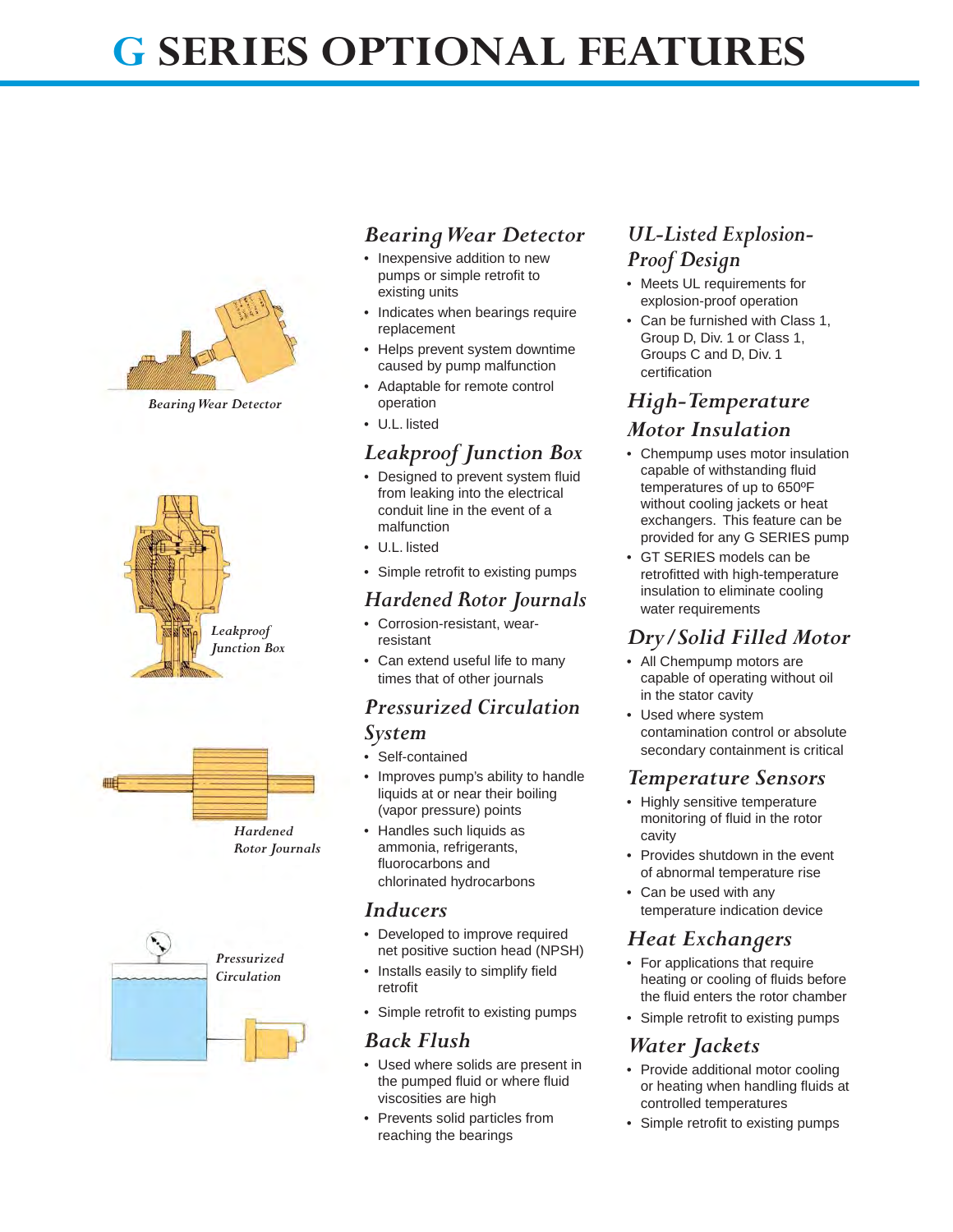# G SERIES OPTIONAL FEATURES

Bearing Wear Detector

Leakproof Junction Box

Hardened Rotor Journals

Pressurized Circulation

## Bearing Wear Detector

- Inexpensive addition to new pumps or simple retrofit to existing units
- Indicates when bearings require replacement
- Helps prevent system downtime caused by pump malfunction
- Adaptable for remote control operation
- U.L. listed

## Leakproof Junction Box

- Designed to prevent system fluid from leaking into the electrical conduit line in the event of a malfunction
- U.L. listed
- Simple retrofit to existing pumps

## Hardened Rotor Journals

- Corrosion-resistant, wear-resistant
- Can extend useful life to many times that of other journals

## Pressurized Circulation System

- Self-contained
- Improves pump's ability to handle liquids at or near their boiling (vapor pressure) points
- Handles such liquids as ammonia, refrigerants, fluorocarbons and chlorinated hydrocarbons

## Inducers

- Developed to improve required net positive suction head (NPSH)
- Installs easily to simplify field retrofit
- Simple retrofit to existing pumps

## Back Flush

- Used where solids are present in the pumped fluid or where fluid viscosities are high
- Prevents solid particles from reaching the bearings

## UL-Listed Explosion-Proof Design

- Meets UL requirements for explosion-proof operation
- Can be furnished with Class 1, Group D, Div. 1 or Class 1, Groups C and D, Div. 1 certification

## High-Temperature Motor Insulation

- Chempump uses motor insulation capable of withstanding fluid temperatures of up to 650ºF without cooling jackets or heat exchangers. This feature can be provided for any G SERIES pump
- GT SERIES models can be retrofitted with high-temperature insulation to eliminate cooling water requirements

## Dry/Solid Filled Motor

- All Chempump motors are capable of operating without oil in the stator cavity
- Used where system contamination control or absolute secondary containment is critical

## Temperature Sensors

- Highly sensitive temperature monitoring of fluid in the rotor cavity
- Provides shutdown in the event of abnormal temperature rise
- Can be used with any temperature indication device

## Heat Exchangers

- For applications that require heating or cooling of fluids before the fluid enters the rotor chamber
- Simple retrofit to existing pumps

## Water Jackets

- Provide additional motor cooling or heating when handling fluids at controlled temperatures
- Simple retrofit to existing pumps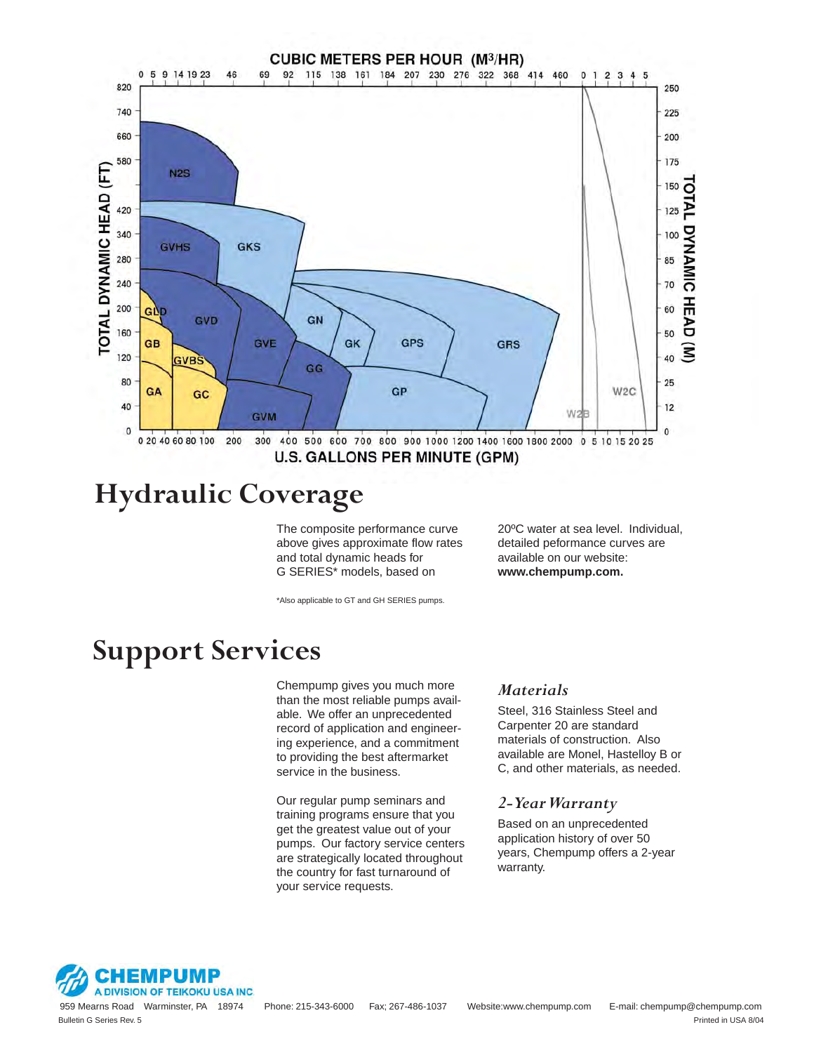CUBIC METERS PER HOUR (M³/HR)

0 5 9 14 19 23 46 69 92 115 138 161 184 207 230 276 322 368 414 460 0 1 2 3 4 5

TOTAL DYNAMIC HEAD (FT)

820 740 660 580 420 340 280 240 200 160 120 80 40 0

TOTAL DYNAMIC HEAD (M)

250 225 200 175 150 125 100 85 70 60 50 40 25 12 0

N2S GVHS GKS GLD GVD GN GB GVE GK GPS GRS GVBS GG GA GC GP W2C GVM W2B

0 20 40 60 80 100 200 300 400 500 600 700 800 900 1000 1200 1400 1600 1800 2000 0 5 10 15 20 25

U.S. GALLONS PER MINUTE (GPM)

# Hydraulic Coverage

The composite performance curve above gives approximate flow rates and total dynamic heads for G SERIES* models, based on 20ºC water at sea level. Individual, detailed peformance curves are available on our website: **www.chempump.com.**

*Also applicable to GT and GH SERIES pumps.

# Support Services

Chempump gives you much more than the most reliable pumps available. We offer an unprecedented record of application and engineering experience, and a commitment to providing the best aftermarket service in the business.

Our regular pump seminars and training programs ensure that you get the greatest value out of your pumps. Our factory service centers are strategically located throughout the country for fast turnaround of your service requests.

### *Materials*

Steel, 316 Stainless Steel and Carpenter 20 are standard materials of construction. Also available are Monel, Hastelloy B or C, and other materials, as needed.

### *2-Year Warranty*

Based on an unprecedented application history of over 50 years, Chempump offers a 2-year warranty.

**CHEMPUMP**
A DIVISION OF TEIKOKU USA INC

959 Mearns Road Warminster, PA 18974 Phone: 215-343-6000 Fax; 267-486-1037 Website:www.chempump.com E-mail: chempump@chempump.com

Bulletin G Series Rev. 5 Printed in USA 8/04